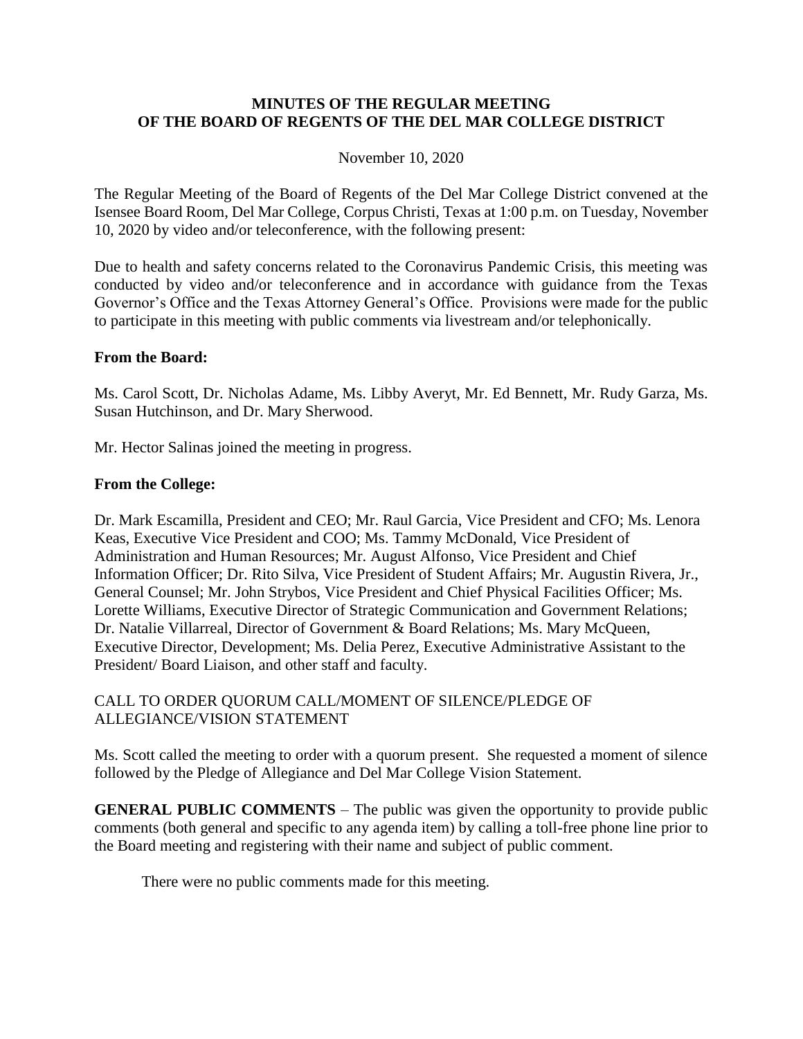# MINUTES OF THE REGULAR MEETING OF THE BOARD OF REGENTS OF THE DEL MAR COLLEGE DISTRICT

November 10, 2020

The Regular Meeting of the Board of Regents of the Del Mar College District convened at the Isensee Board Room, Del Mar College, Corpus Christi, Texas at 1:00 p.m. on Tuesday, November 10, 2020 by video and/or teleconference, with the following present:

Due to health and safety concerns related to the Coronavirus Pandemic Crisis, this meeting was conducted by video and/or teleconference and in accordance with guidance from the Texas Governor's Office and the Texas Attorney General's Office. Provisions were made for the public to participate in this meeting with public comments via livestream and/or telephonically.

**From the Board:**

Ms. Carol Scott, Dr. Nicholas Adame, Ms. Libby Averyt, Mr. Ed Bennett, Mr. Rudy Garza, Ms. Susan Hutchinson, and Dr. Mary Sherwood.

Mr. Hector Salinas joined the meeting in progress.

**From the College:**

Dr. Mark Escamilla, President and CEO; Mr. Raul Garcia, Vice President and CFO; Ms. Lenora Keas, Executive Vice President and COO; Ms. Tammy McDonald, Vice President of Administration and Human Resources; Mr. August Alfonso, Vice President and Chief Information Officer; Dr. Rito Silva, Vice President of Student Affairs; Mr. Augustin Rivera, Jr., General Counsel; Mr. John Strybos, Vice President and Chief Physical Facilities Officer; Ms. Lorette Williams, Executive Director of Strategic Communication and Government Relations; Dr. Natalie Villarreal, Director of Government & Board Relations; Ms. Mary McQueen, Executive Director, Development; Ms. Delia Perez, Executive Administrative Assistant to the President/ Board Liaison, and other staff and faculty.

CALL TO ORDER QUORUM CALL/MOMENT OF SILENCE/PLEDGE OF ALLEGIANCE/VISION STATEMENT

Ms. Scott called the meeting to order with a quorum present. She requested a moment of silence followed by the Pledge of Allegiance and Del Mar College Vision Statement.

**GENERAL PUBLIC COMMENTS** – The public was given the opportunity to provide public comments (both general and specific to any agenda item) by calling a toll-free phone line prior to the Board meeting and registering with their name and subject of public comment.

There were no public comments made for this meeting.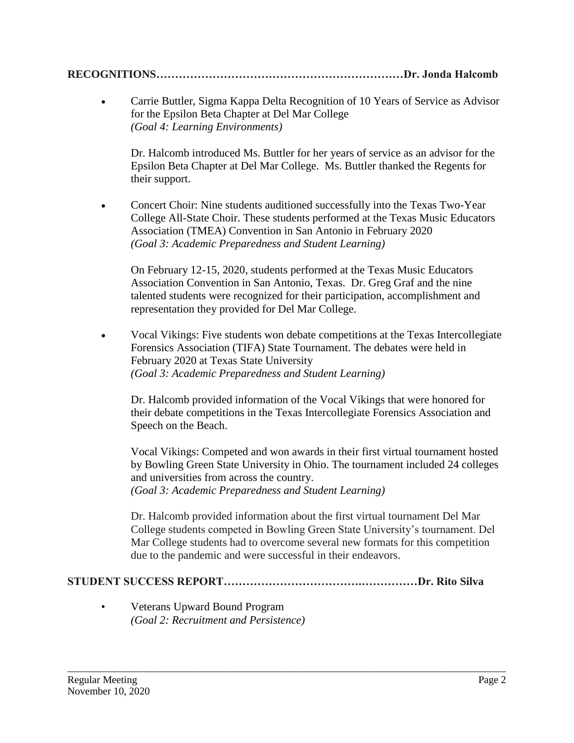**RECOGNITIONS…………………………………………………………Dr. Jonda Halcomb**

- Carrie Buttler, Sigma Kappa Delta Recognition of 10 Years of Service as Advisor for the Epsilon Beta Chapter at Del Mar College
  *(Goal 4: Learning Environments)*

  Dr. Halcomb introduced Ms. Buttler for her years of service as an advisor for the Epsilon Beta Chapter at Del Mar College. Ms. Buttler thanked the Regents for their support.

- Concert Choir: Nine students auditioned successfully into the Texas Two-Year College All-State Choir. These students performed at the Texas Music Educators Association (TMEA) Convention in San Antonio in February 2020
  *(Goal 3: Academic Preparedness and Student Learning)*

  On February 12-15, 2020, students performed at the Texas Music Educators Association Convention in San Antonio, Texas. Dr. Greg Graf and the nine talented students were recognized for their participation, accomplishment and representation they provided for Del Mar College.

- Vocal Vikings: Five students won debate competitions at the Texas Intercollegiate Forensics Association (TIFA) State Tournament. The debates were held in February 2020 at Texas State University
  *(Goal 3: Academic Preparedness and Student Learning)*

  Dr. Halcomb provided information of the Vocal Vikings that were honored for their debate competitions in the Texas Intercollegiate Forensics Association and Speech on the Beach.

  Vocal Vikings: Competed and won awards in their first virtual tournament hosted by Bowling Green State University in Ohio. The tournament included 24 colleges and universities from across the country.
  *(Goal 3: Academic Preparedness and Student Learning)*

  Dr. Halcomb provided information about the first virtual tournament Del Mar College students competed in Bowling Green State University's tournament. Del Mar College students had to overcome several new formats for this competition due to the pandemic and were successful in their endeavors.

**STUDENT SUCCESS REPORT……………………………..……………Dr. Rito Silva**

- Veterans Upward Bound Program
  *(Goal 2: Recruitment and Persistence)*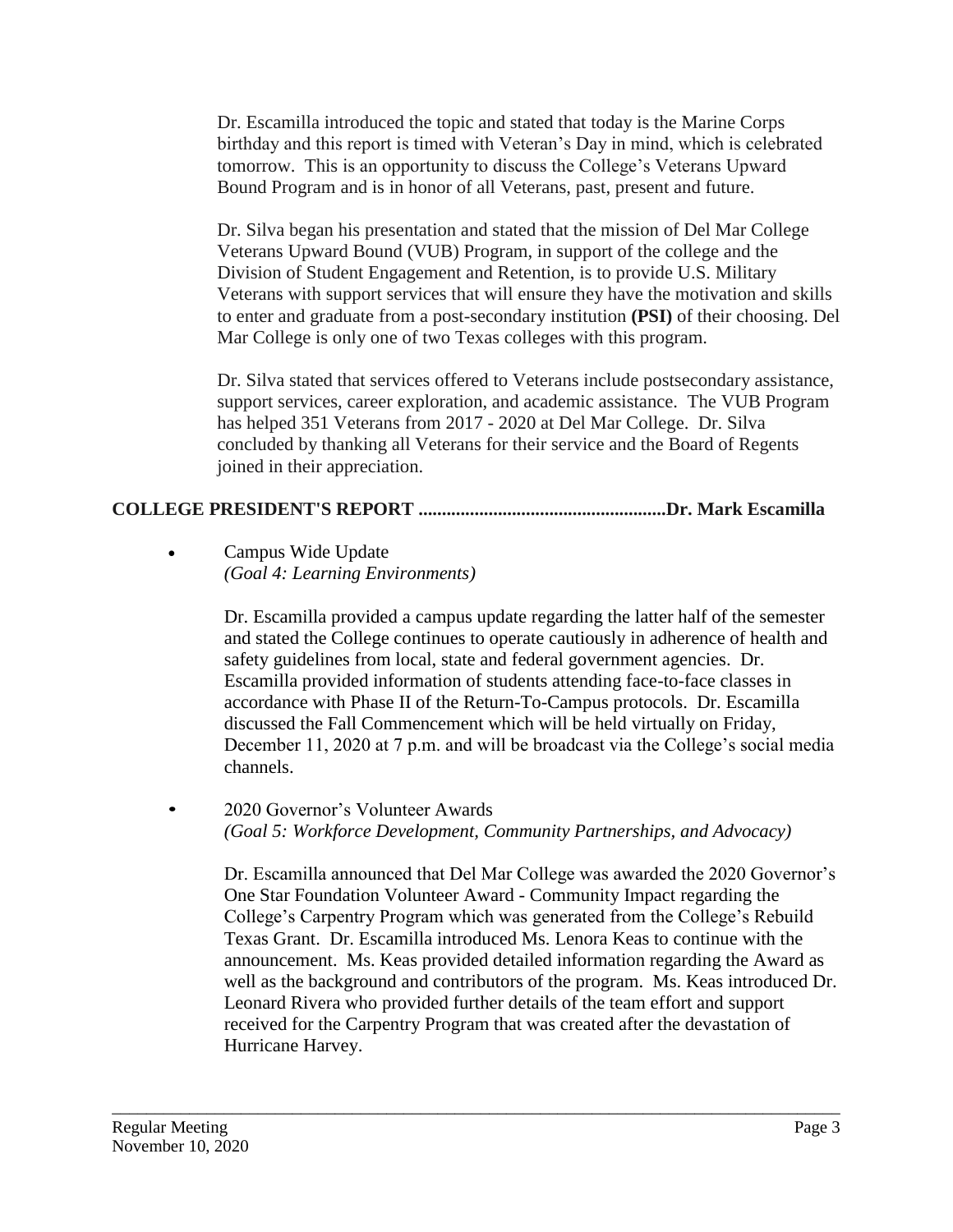Dr. Escamilla introduced the topic and stated that today is the Marine Corps birthday and this report is timed with Veteran's Day in mind, which is celebrated tomorrow. This is an opportunity to discuss the College's Veterans Upward Bound Program and is in honor of all Veterans, past, present and future.

Dr. Silva began his presentation and stated that the mission of Del Mar College Veterans Upward Bound (VUB) Program, in support of the college and the Division of Student Engagement and Retention, is to provide U.S. Military Veterans with support services that will ensure they have the motivation and skills to enter and graduate from a post-secondary institution **(PSI)** of their choosing. Del Mar College is only one of two Texas colleges with this program.

Dr. Silva stated that services offered to Veterans include postsecondary assistance, support services, career exploration, and academic assistance. The VUB Program has helped 351 Veterans from 2017 - 2020 at Del Mar College. Dr. Silva concluded by thanking all Veterans for their service and the Board of Regents joined in their appreciation.

**COLLEGE PRESIDENT'S REPORT ....................................................Dr. Mark Escamilla**

- Campus Wide Update
  *(Goal 4: Learning Environments)*

  Dr. Escamilla provided a campus update regarding the latter half of the semester and stated the College continues to operate cautiously in adherence of health and safety guidelines from local, state and federal government agencies. Dr. Escamilla provided information of students attending face-to-face classes in accordance with Phase II of the Return-To-Campus protocols. Dr. Escamilla discussed the Fall Commencement which will be held virtually on Friday, December 11, 2020 at 7 p.m. and will be broadcast via the College's social media channels.

- 2020 Governor's Volunteer Awards
  *(Goal 5: Workforce Development, Community Partnerships, and Advocacy)*

  Dr. Escamilla announced that Del Mar College was awarded the 2020 Governor's One Star Foundation Volunteer Award - Community Impact regarding the College's Carpentry Program which was generated from the College's Rebuild Texas Grant. Dr. Escamilla introduced Ms. Lenora Keas to continue with the announcement. Ms. Keas provided detailed information regarding the Award as well as the background and contributors of the program. Ms. Keas introduced Dr. Leonard Rivera who provided further details of the team effort and support received for the Carpentry Program that was created after the devastation of Hurricane Harvey.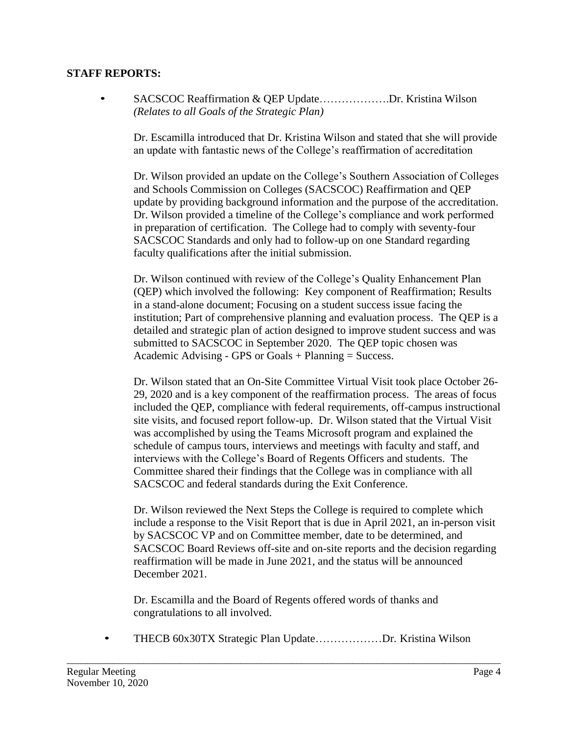**STAFF REPORTS:**

- SACSCOC Reaffirmation & QEP Update……………….Dr. Kristina Wilson
  *(Relates to all Goals of the Strategic Plan)*

  Dr. Escamilla introduced that Dr. Kristina Wilson and stated that she will provide an update with fantastic news of the College's reaffirmation of accreditation

  Dr. Wilson provided an update on the College's Southern Association of Colleges and Schools Commission on Colleges (SACSCOC) Reaffirmation and QEP update by providing background information and the purpose of the accreditation. Dr. Wilson provided a timeline of the College's compliance and work performed in preparation of certification. The College had to comply with seventy-four SACSCOC Standards and only had to follow-up on one Standard regarding faculty qualifications after the initial submission.

  Dr. Wilson continued with review of the College's Quality Enhancement Plan (QEP) which involved the following: Key component of Reaffirmation; Results in a stand-alone document; Focusing on a student success issue facing the institution; Part of comprehensive planning and evaluation process. The QEP is a detailed and strategic plan of action designed to improve student success and was submitted to SACSCOC in September 2020. The QEP topic chosen was Academic Advising - GPS or Goals + Planning = Success.

  Dr. Wilson stated that an On-Site Committee Virtual Visit took place October 26-29, 2020 and is a key component of the reaffirmation process. The areas of focus included the QEP, compliance with federal requirements, off-campus instructional site visits, and focused report follow-up. Dr. Wilson stated that the Virtual Visit was accomplished by using the Teams Microsoft program and explained the schedule of campus tours, interviews and meetings with faculty and staff, and interviews with the College's Board of Regents Officers and students. The Committee shared their findings that the College was in compliance with all SACSCOC and federal standards during the Exit Conference.

  Dr. Wilson reviewed the Next Steps the College is required to complete which include a response to the Visit Report that is due in April 2021, an in-person visit by SACSCOC VP and on Committee member, date to be determined, and SACSCOC Board Reviews off-site and on-site reports and the decision regarding reaffirmation will be made in June 2021, and the status will be announced December 2021.

  Dr. Escamilla and the Board of Regents offered words of thanks and congratulations to all involved.

- THECB 60x30TX Strategic Plan Update………………Dr. Kristina Wilson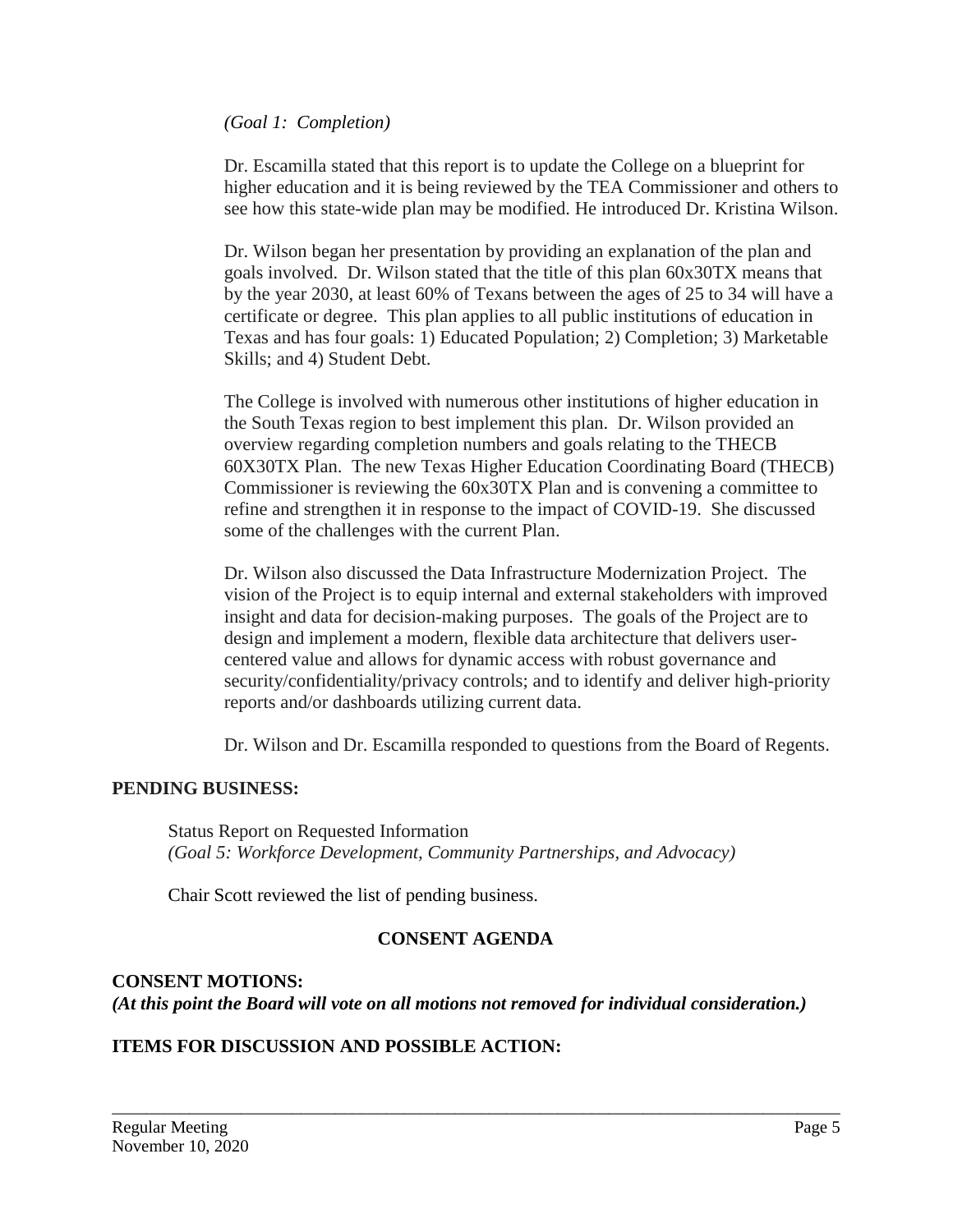*(Goal 1: Completion)*

Dr. Escamilla stated that this report is to update the College on a blueprint for higher education and it is being reviewed by the TEA Commissioner and others to see how this state-wide plan may be modified. He introduced Dr. Kristina Wilson.

Dr. Wilson began her presentation by providing an explanation of the plan and goals involved. Dr. Wilson stated that the title of this plan 60x30TX means that by the year 2030, at least 60% of Texans between the ages of 25 to 34 will have a certificate or degree. This plan applies to all public institutions of education in Texas and has four goals: 1) Educated Population; 2) Completion; 3) Marketable Skills; and 4) Student Debt.

The College is involved with numerous other institutions of higher education in the South Texas region to best implement this plan. Dr. Wilson provided an overview regarding completion numbers and goals relating to the THECB 60X30TX Plan. The new Texas Higher Education Coordinating Board (THECB) Commissioner is reviewing the 60x30TX Plan and is convening a committee to refine and strengthen it in response to the impact of COVID-19. She discussed some of the challenges with the current Plan.

Dr. Wilson also discussed the Data Infrastructure Modernization Project. The vision of the Project is to equip internal and external stakeholders with improved insight and data for decision-making purposes. The goals of the Project are to design and implement a modern, flexible data architecture that delivers user-centered value and allows for dynamic access with robust governance and security/confidentiality/privacy controls; and to identify and deliver high-priority reports and/or dashboards utilizing current data.

Dr. Wilson and Dr. Escamilla responded to questions from the Board of Regents.

**PENDING BUSINESS:**

Status Report on Requested Information
*(Goal 5: Workforce Development, Community Partnerships, and Advocacy)*

Chair Scott reviewed the list of pending business.

## CONSENT AGENDA

**CONSENT MOTIONS:**
***(At this point the Board will vote on all motions not removed for individual consideration.)***

**ITEMS FOR DISCUSSION AND POSSIBLE ACTION:**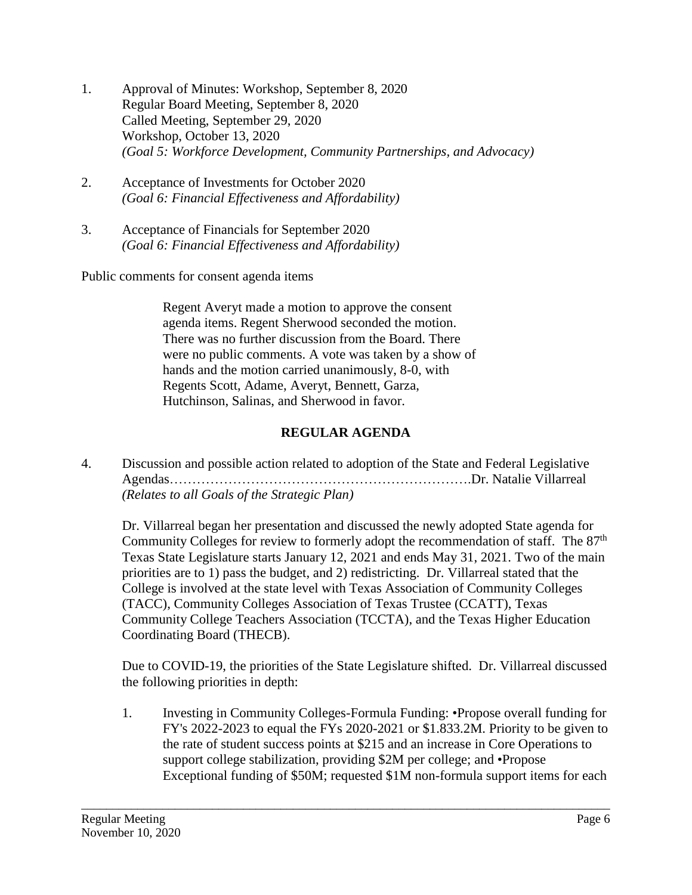1. Approval of Minutes: Workshop, September 8, 2020
   Regular Board Meeting, September 8, 2020
   Called Meeting, September 29, 2020
   Workshop, October 13, 2020
   *(Goal 5: Workforce Development, Community Partnerships, and Advocacy)*

2. Acceptance of Investments for October 2020
   *(Goal 6: Financial Effectiveness and Affordability)*

3. Acceptance of Financials for September 2020
   *(Goal 6: Financial Effectiveness and Affordability)*

Public comments for consent agenda items

> Regent Averyt made a motion to approve the consent agenda items. Regent Sherwood seconded the motion. There was no further discussion from the Board. There were no public comments. A vote was taken by a show of hands and the motion carried unanimously, 8-0, with Regents Scott, Adame, Averyt, Bennett, Garza, Hutchinson, Salinas, and Sherwood in favor.

## REGULAR AGENDA

4. Discussion and possible action related to adoption of the State and Federal Legislative Agendas……………………………………………………….Dr. Natalie Villarreal
   *(Relates to all Goals of the Strategic Plan)*

   Dr. Villarreal began her presentation and discussed the newly adopted State agenda for Community Colleges for review to formerly adopt the recommendation of staff. The 87th Texas State Legislature starts January 12, 2021 and ends May 31, 2021. Two of the main priorities are to 1) pass the budget, and 2) redistricting. Dr. Villarreal stated that the College is involved at the state level with Texas Association of Community Colleges (TACC), Community Colleges Association of Texas Trustee (CCATT), Texas Community College Teachers Association (TCCTA), and the Texas Higher Education Coordinating Board (THECB).

   Due to COVID-19, the priorities of the State Legislature shifted. Dr. Villarreal discussed the following priorities in depth:

   1. Investing in Community Colleges-Formula Funding: •Propose overall funding for FY's 2022-2023 to equal the FYs 2020-2021 or $1.833.2M. Priority to be given to the rate of student success points at $215 and an increase in Core Operations to support college stabilization, providing $2M per college; and •Propose Exceptional funding of $50M; requested $1M non-formula support items for each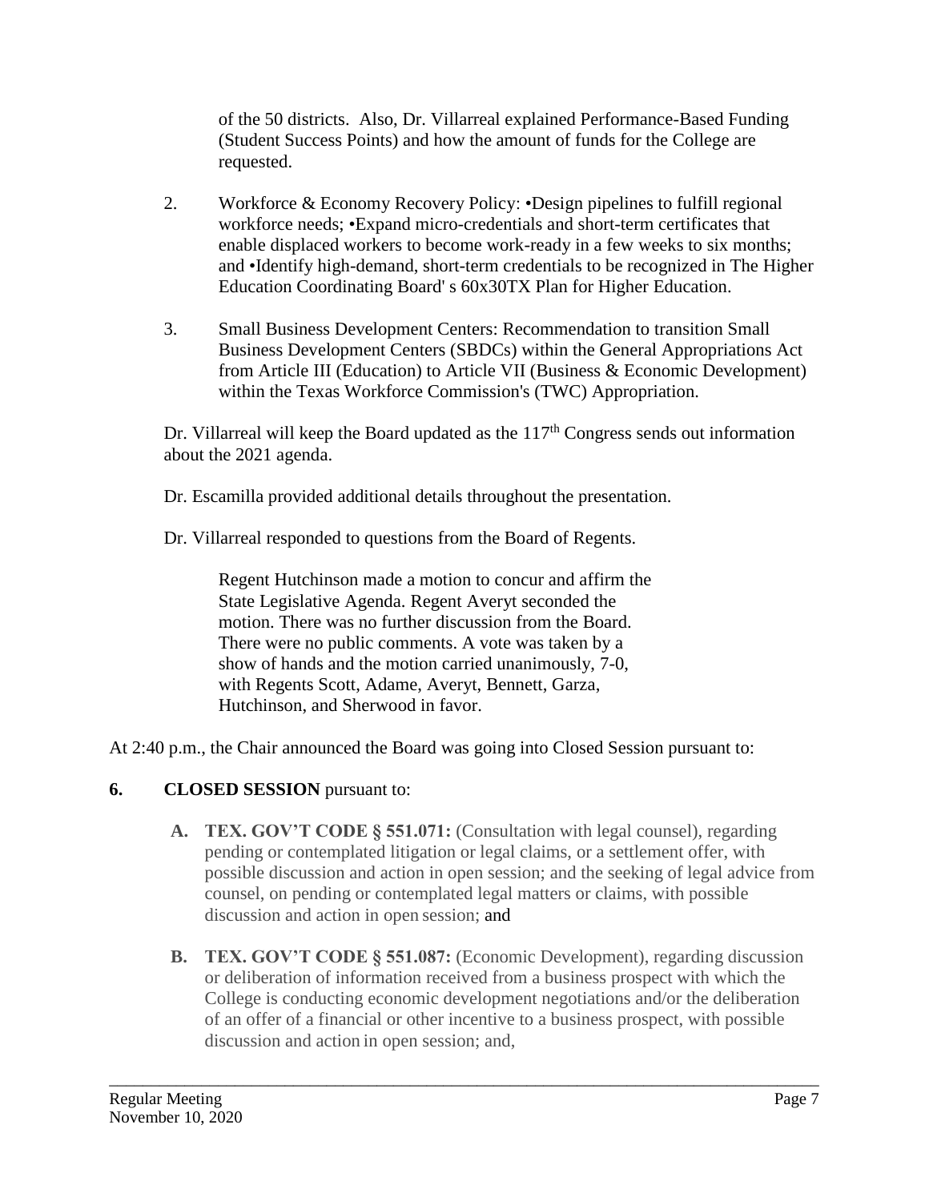of the 50 districts. Also, Dr. Villarreal explained Performance-Based Funding (Student Success Points) and how the amount of funds for the College are requested.

2. Workforce & Economy Recovery Policy: •Design pipelines to fulfill regional workforce needs; •Expand micro-credentials and short-term certificates that enable displaced workers to become work-ready in a few weeks to six months; and •Identify high-demand, short-term credentials to be recognized in The Higher Education Coordinating Board' s 60x30TX Plan for Higher Education.

3. Small Business Development Centers: Recommendation to transition Small Business Development Centers (SBDCs) within the General Appropriations Act from Article III (Education) to Article VII (Business & Economic Development) within the Texas Workforce Commission's (TWC) Appropriation.

Dr. Villarreal will keep the Board updated as the 117th Congress sends out information about the 2021 agenda.

Dr. Escamilla provided additional details throughout the presentation.

Dr. Villarreal responded to questions from the Board of Regents.

> Regent Hutchinson made a motion to concur and affirm the State Legislative Agenda. Regent Averyt seconded the motion. There was no further discussion from the Board. There were no public comments. A vote was taken by a show of hands and the motion carried unanimously, 7-0, with Regents Scott, Adame, Averyt, Bennett, Garza, Hutchinson, and Sherwood in favor.

At 2:40 p.m., the Chair announced the Board was going into Closed Session pursuant to:

**6. CLOSED SESSION** pursuant to:

**A. TEX. GOV'T CODE § 551.071:** (Consultation with legal counsel), regarding pending or contemplated litigation or legal claims, or a settlement offer, with possible discussion and action in open session; and the seeking of legal advice from counsel, on pending or contemplated legal matters or claims, with possible discussion and action in open session; and

**B. TEX. GOV'T CODE § 551.087:** (Economic Development), regarding discussion or deliberation of information received from a business prospect with which the College is conducting economic development negotiations and/or the deliberation of an offer of a financial or other incentive to a business prospect, with possible discussion and action in open session; and,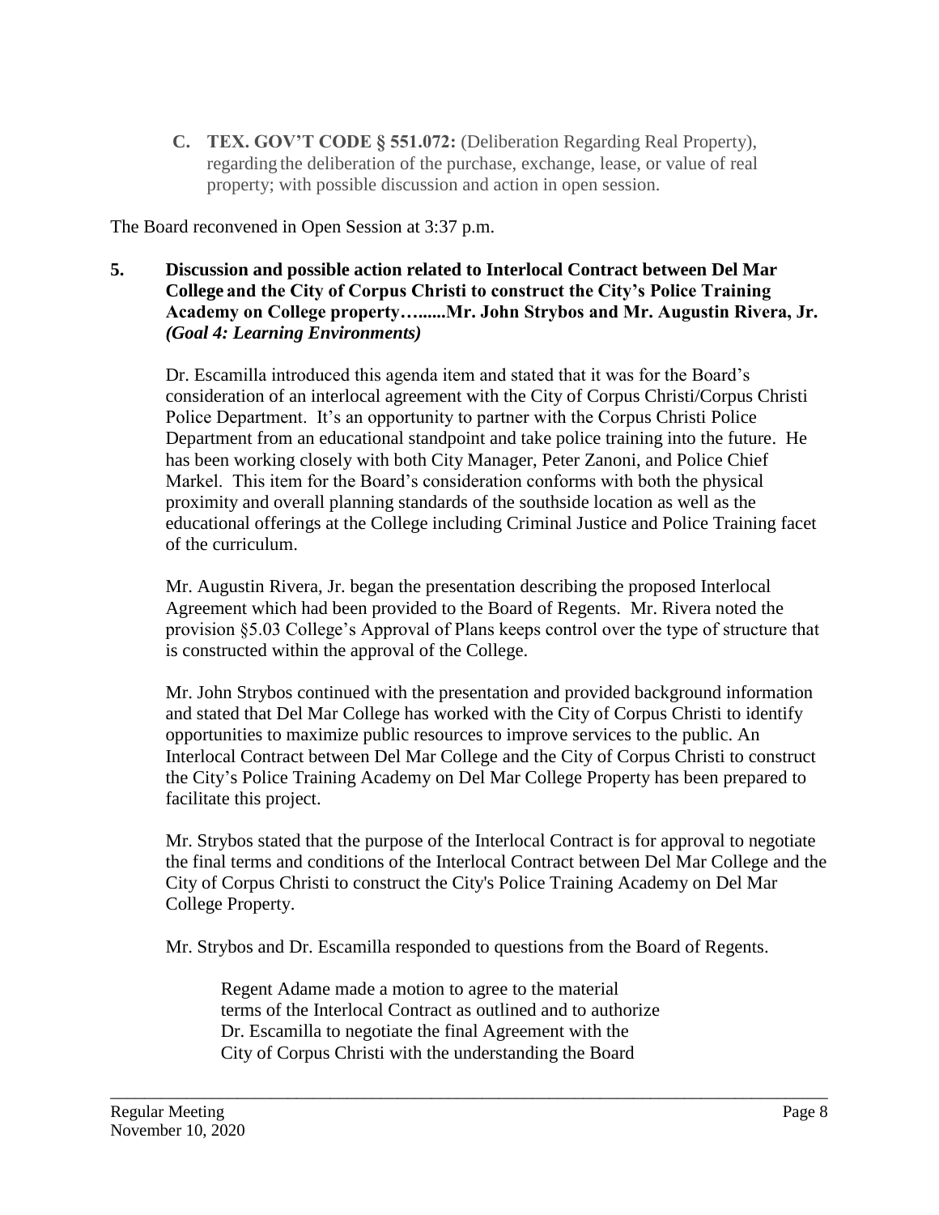**C. TEX. GOV'T CODE § 551.072:** (Deliberation Regarding Real Property), regarding the deliberation of the purchase, exchange, lease, or value of real property; with possible discussion and action in open session.

The Board reconvened in Open Session at 3:37 p.m.

**5. Discussion and possible action related to Interlocal Contract between Del Mar College and the City of Corpus Christi to construct the City's Police Training Academy on College property…......Mr. John Strybos and Mr. Augustin Rivera, Jr.** ***(Goal 4: Learning Environments)***

Dr. Escamilla introduced this agenda item and stated that it was for the Board's consideration of an interlocal agreement with the City of Corpus Christi/Corpus Christi Police Department. It's an opportunity to partner with the Corpus Christi Police Department from an educational standpoint and take police training into the future. He has been working closely with both City Manager, Peter Zanoni, and Police Chief Markel. This item for the Board's consideration conforms with both the physical proximity and overall planning standards of the southside location as well as the educational offerings at the College including Criminal Justice and Police Training facet of the curriculum.

Mr. Augustin Rivera, Jr. began the presentation describing the proposed Interlocal Agreement which had been provided to the Board of Regents. Mr. Rivera noted the provision §5.03 College's Approval of Plans keeps control over the type of structure that is constructed within the approval of the College.

Mr. John Strybos continued with the presentation and provided background information and stated that Del Mar College has worked with the City of Corpus Christi to identify opportunities to maximize public resources to improve services to the public. An Interlocal Contract between Del Mar College and the City of Corpus Christi to construct the City's Police Training Academy on Del Mar College Property has been prepared to facilitate this project.

Mr. Strybos stated that the purpose of the Interlocal Contract is for approval to negotiate the final terms and conditions of the Interlocal Contract between Del Mar College and the City of Corpus Christi to construct the City's Police Training Academy on Del Mar College Property.

Mr. Strybos and Dr. Escamilla responded to questions from the Board of Regents.

> Regent Adame made a motion to agree to the material terms of the Interlocal Contract as outlined and to authorize Dr. Escamilla to negotiate the final Agreement with the City of Corpus Christi with the understanding the Board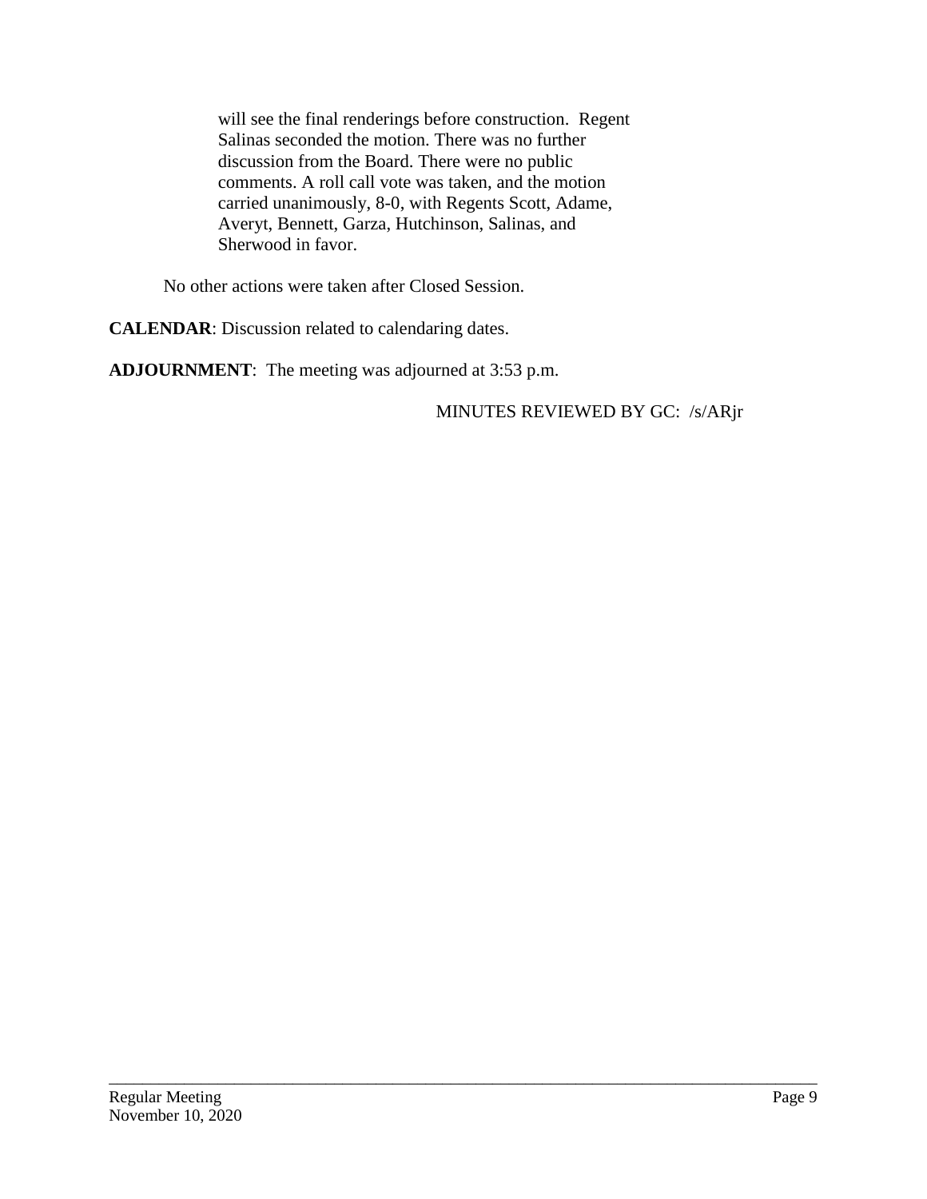will see the final renderings before construction. Regent Salinas seconded the motion. There was no further discussion from the Board. There were no public comments. A roll call vote was taken, and the motion carried unanimously, 8-0, with Regents Scott, Adame, Averyt, Bennett, Garza, Hutchinson, Salinas, and Sherwood in favor.

No other actions were taken after Closed Session.

**CALENDAR**: Discussion related to calendaring dates.

**ADJOURNMENT**: The meeting was adjourned at 3:53 p.m.

MINUTES REVIEWED BY GC: /s/ARjr